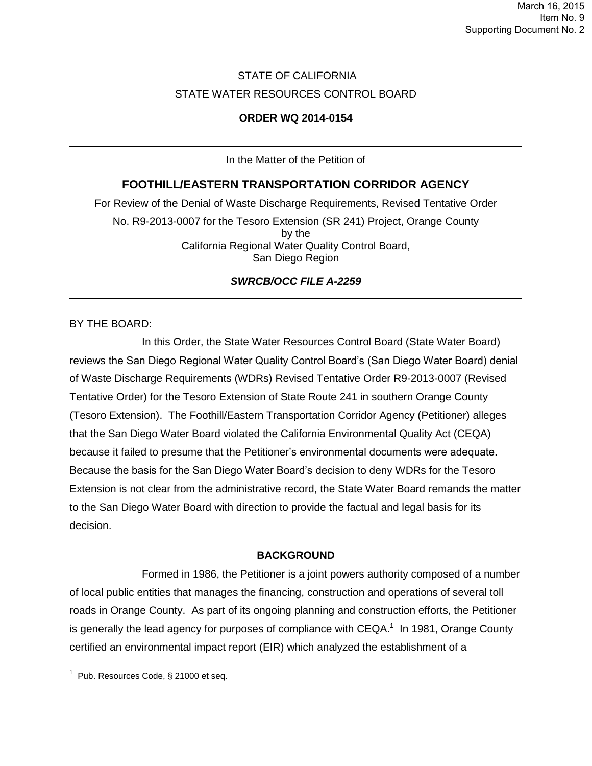March 16, 2015
Item No. 9
Supporting Document No. 2

STATE OF CALIFORNIA

STATE WATER RESOURCES CONTROL BOARD

**ORDER WQ 2014-0154**

---

In the Matter of the Petition of

## FOOTHILL/EASTERN TRANSPORTATION CORRIDOR AGENCY

For Review of the Denial of Waste Discharge Requirements, Revised Tentative Order No. R9-2013-0007 for the Tesoro Extension (SR 241) Project, Orange County by the California Regional Water Quality Control Board, San Diego Region

***SWRCB/OCC FILE A-2259***

---

BY THE BOARD:

In this Order, the State Water Resources Control Board (State Water Board) reviews the San Diego Regional Water Quality Control Board's (San Diego Water Board) denial of Waste Discharge Requirements (WDRs) Revised Tentative Order R9-2013-0007 (Revised Tentative Order) for the Tesoro Extension of State Route 241 in southern Orange County (Tesoro Extension). The Foothill/Eastern Transportation Corridor Agency (Petitioner) alleges that the San Diego Water Board violated the California Environmental Quality Act (CEQA) because it failed to presume that the Petitioner's environmental documents were adequate. Because the basis for the San Diego Water Board's decision to deny WDRs for the Tesoro Extension is not clear from the administrative record, the State Water Board remands the matter to the San Diego Water Board with direction to provide the factual and legal basis for its decision.

**BACKGROUND**

Formed in 1986, the Petitioner is a joint powers authority composed of a number of local public entities that manages the financing, construction and operations of several toll roads in Orange County. As part of its ongoing planning and construction efforts, the Petitioner is generally the lead agency for purposes of compliance with CEQA.[1] In 1981, Orange County certified an environmental impact report (EIR) which analyzed the establishment of a

[1] Pub. Resources Code, § 21000 et seq.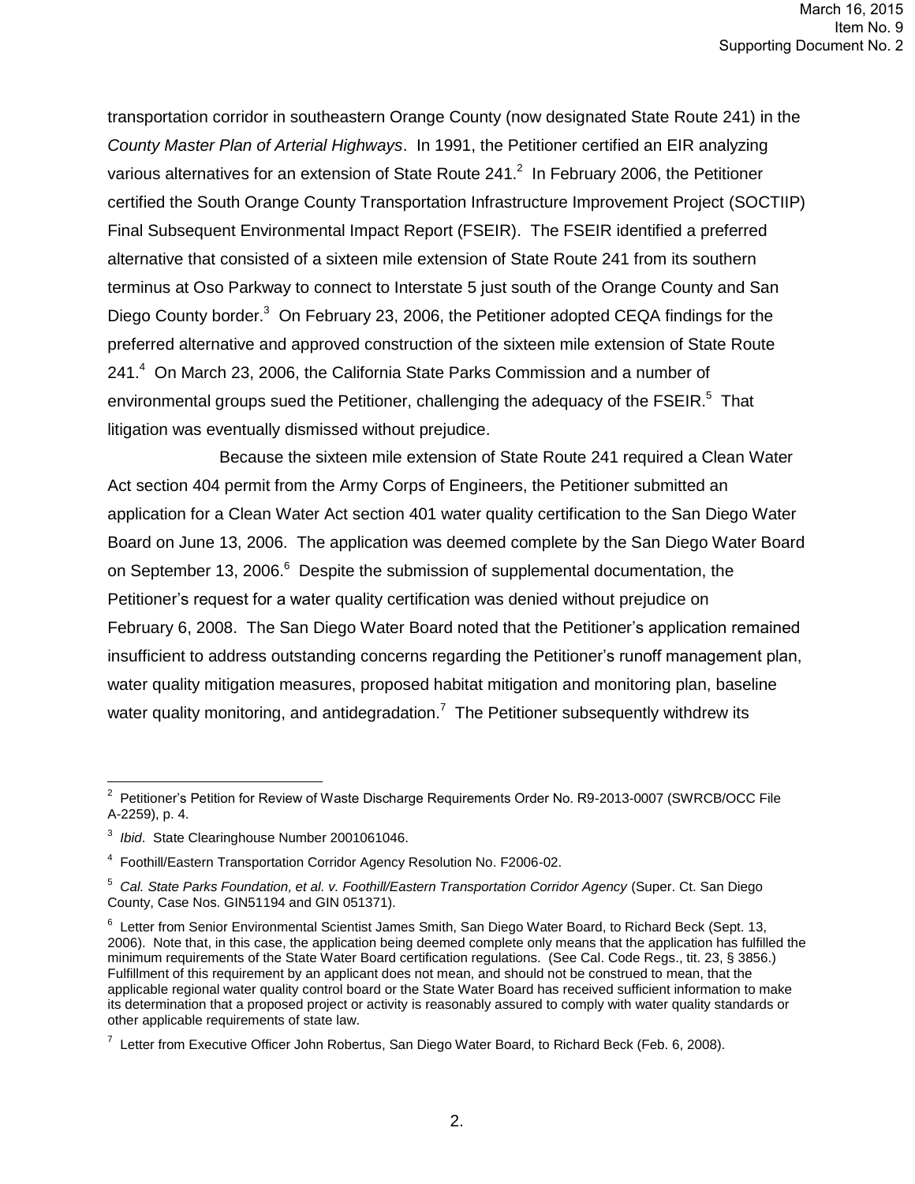transportation corridor in southeastern Orange County (now designated State Route 241) in the *County Master Plan of Arterial Highways*. In 1991, the Petitioner certified an EIR analyzing various alternatives for an extension of State Route 241.[2] In February 2006, the Petitioner certified the South Orange County Transportation Infrastructure Improvement Project (SOCTIIP) Final Subsequent Environmental Impact Report (FSEIR). The FSEIR identified a preferred alternative that consisted of a sixteen mile extension of State Route 241 from its southern terminus at Oso Parkway to connect to Interstate 5 just south of the Orange County and San Diego County border.[3] On February 23, 2006, the Petitioner adopted CEQA findings for the preferred alternative and approved construction of the sixteen mile extension of State Route 241.[4] On March 23, 2006, the California State Parks Commission and a number of environmental groups sued the Petitioner, challenging the adequacy of the FSEIR.[5] That litigation was eventually dismissed without prejudice.

Because the sixteen mile extension of State Route 241 required a Clean Water Act section 404 permit from the Army Corps of Engineers, the Petitioner submitted an application for a Clean Water Act section 401 water quality certification to the San Diego Water Board on June 13, 2006. The application was deemed complete by the San Diego Water Board on September 13, 2006.[6] Despite the submission of supplemental documentation, the Petitioner's request for a water quality certification was denied without prejudice on February 6, 2008. The San Diego Water Board noted that the Petitioner's application remained insufficient to address outstanding concerns regarding the Petitioner's runoff management plan, water quality mitigation measures, proposed habitat mitigation and monitoring plan, baseline water quality monitoring, and antidegradation.[7] The Petitioner subsequently withdrew its

---

[2] Petitioner's Petition for Review of Waste Discharge Requirements Order No. R9-2013-0007 (SWRCB/OCC File A-2259), p. 4.

[3] *Ibid*. State Clearinghouse Number 2001061046.

[4] Foothill/Eastern Transportation Corridor Agency Resolution No. F2006-02.

[5] *Cal. State Parks Foundation, et al. v. Foothill/Eastern Transportation Corridor Agency* (Super. Ct. San Diego County, Case Nos. GIN51194 and GIN 051371).

[6] Letter from Senior Environmental Scientist James Smith, San Diego Water Board, to Richard Beck (Sept. 13, 2006). Note that, in this case, the application being deemed complete only means that the application has fulfilled the minimum requirements of the State Water Board certification regulations. (See Cal. Code Regs., tit. 23, § 3856.) Fulfillment of this requirement by an applicant does not mean, and should not be construed to mean, that the applicable regional water quality control board or the State Water Board has received sufficient information to make its determination that a proposed project or activity is reasonably assured to comply with water quality standards or other applicable requirements of state law.

[7] Letter from Executive Officer John Robertus, San Diego Water Board, to Richard Beck (Feb. 6, 2008).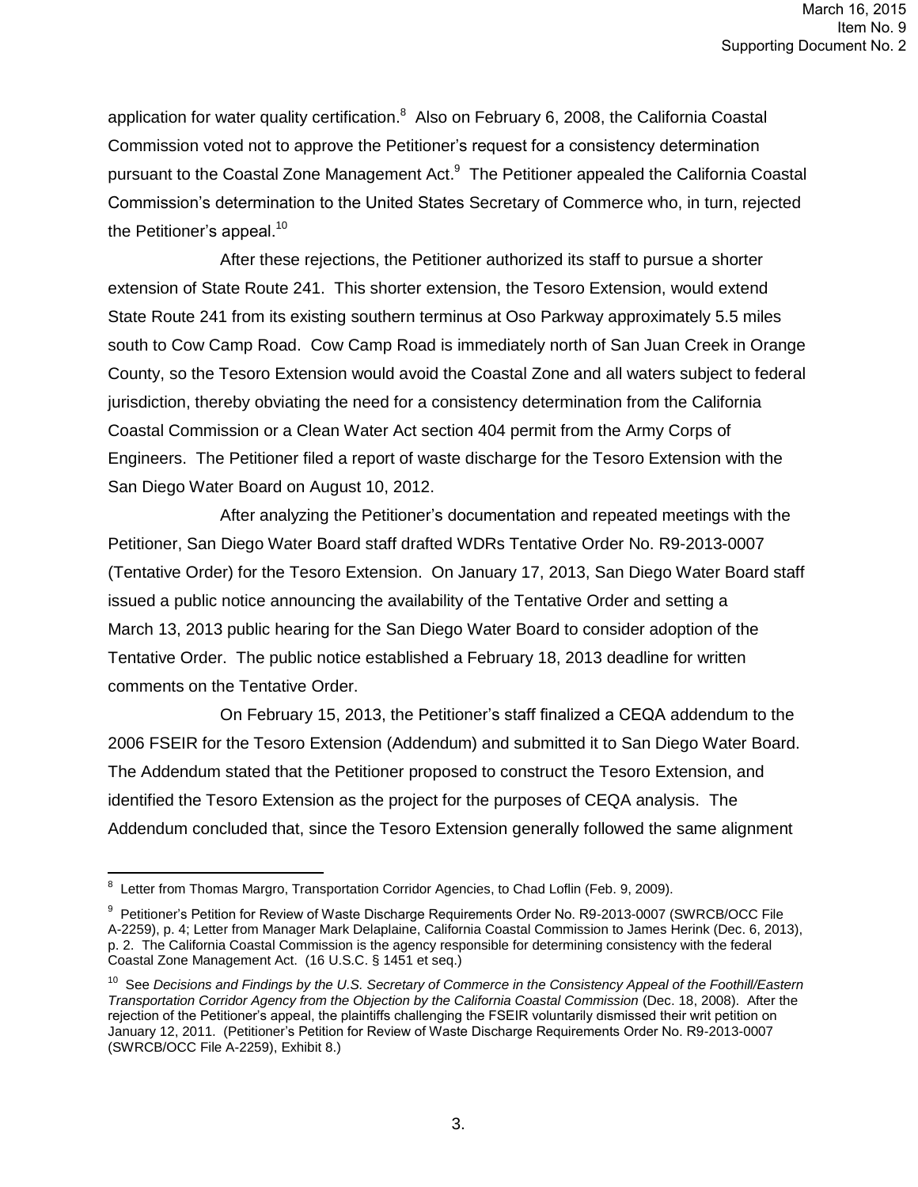application for water quality certification.[8] Also on February 6, 2008, the California Coastal Commission voted not to approve the Petitioner's request for a consistency determination pursuant to the Coastal Zone Management Act.[9] The Petitioner appealed the California Coastal Commission's determination to the United States Secretary of Commerce who, in turn, rejected the Petitioner's appeal.[10]

After these rejections, the Petitioner authorized its staff to pursue a shorter extension of State Route 241. This shorter extension, the Tesoro Extension, would extend State Route 241 from its existing southern terminus at Oso Parkway approximately 5.5 miles south to Cow Camp Road. Cow Camp Road is immediately north of San Juan Creek in Orange County, so the Tesoro Extension would avoid the Coastal Zone and all waters subject to federal jurisdiction, thereby obviating the need for a consistency determination from the California Coastal Commission or a Clean Water Act section 404 permit from the Army Corps of Engineers. The Petitioner filed a report of waste discharge for the Tesoro Extension with the San Diego Water Board on August 10, 2012.

After analyzing the Petitioner's documentation and repeated meetings with the Petitioner, San Diego Water Board staff drafted WDRs Tentative Order No. R9-2013-0007 (Tentative Order) for the Tesoro Extension. On January 17, 2013, San Diego Water Board staff issued a public notice announcing the availability of the Tentative Order and setting a March 13, 2013 public hearing for the San Diego Water Board to consider adoption of the Tentative Order. The public notice established a February 18, 2013 deadline for written comments on the Tentative Order.

On February 15, 2013, the Petitioner's staff finalized a CEQA addendum to the 2006 FSEIR for the Tesoro Extension (Addendum) and submitted it to San Diego Water Board. The Addendum stated that the Petitioner proposed to construct the Tesoro Extension, and identified the Tesoro Extension as the project for the purposes of CEQA analysis. The Addendum concluded that, since the Tesoro Extension generally followed the same alignment

---

[8] Letter from Thomas Margro, Transportation Corridor Agencies, to Chad Loflin (Feb. 9, 2009).

[9] Petitioner's Petition for Review of Waste Discharge Requirements Order No. R9-2013-0007 (SWRCB/OCC File A-2259), p. 4; Letter from Manager Mark Delaplaine, California Coastal Commission to James Herink (Dec. 6, 2013), p. 2. The California Coastal Commission is the agency responsible for determining consistency with the federal Coastal Zone Management Act. (16 U.S.C. § 1451 et seq.)

[10] See *Decisions and Findings by the U.S. Secretary of Commerce in the Consistency Appeal of the Foothill/Eastern Transportation Corridor Agency from the Objection by the California Coastal Commission* (Dec. 18, 2008). After the rejection of the Petitioner's appeal, the plaintiffs challenging the FSEIR voluntarily dismissed their writ petition on January 12, 2011. (Petitioner's Petition for Review of Waste Discharge Requirements Order No. R9-2013-0007 (SWRCB/OCC File A-2259), Exhibit 8.)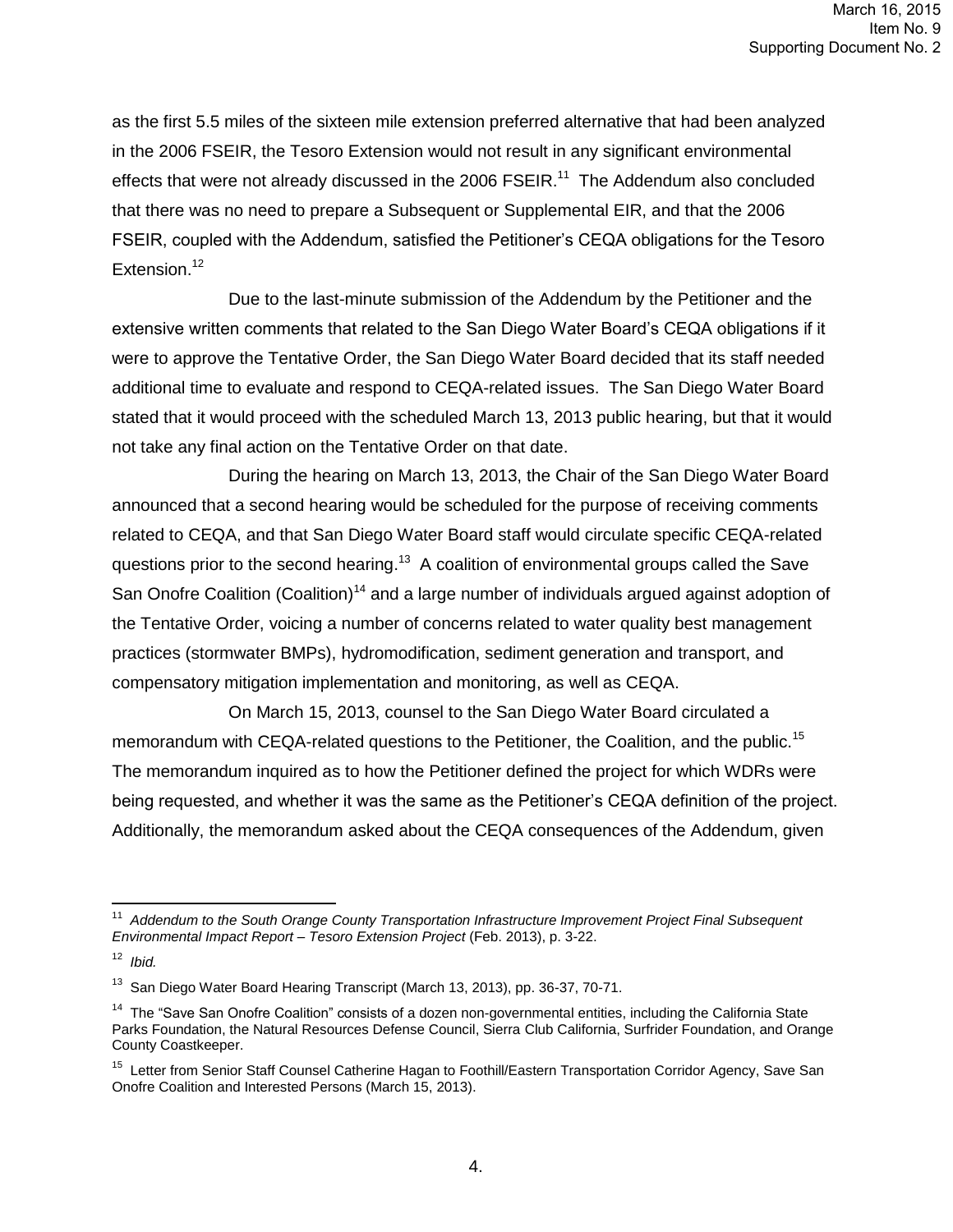as the first 5.5 miles of the sixteen mile extension preferred alternative that had been analyzed in the 2006 FSEIR, the Tesoro Extension would not result in any significant environmental effects that were not already discussed in the 2006 FSEIR.[11] The Addendum also concluded that there was no need to prepare a Subsequent or Supplemental EIR, and that the 2006 FSEIR, coupled with the Addendum, satisfied the Petitioner's CEQA obligations for the Tesoro Extension.[12]

Due to the last-minute submission of the Addendum by the Petitioner and the extensive written comments that related to the San Diego Water Board's CEQA obligations if it were to approve the Tentative Order, the San Diego Water Board decided that its staff needed additional time to evaluate and respond to CEQA-related issues. The San Diego Water Board stated that it would proceed with the scheduled March 13, 2013 public hearing, but that it would not take any final action on the Tentative Order on that date.

During the hearing on March 13, 2013, the Chair of the San Diego Water Board announced that a second hearing would be scheduled for the purpose of receiving comments related to CEQA, and that San Diego Water Board staff would circulate specific CEQA-related questions prior to the second hearing.[13] A coalition of environmental groups called the Save San Onofre Coalition (Coalition)[14] and a large number of individuals argued against adoption of the Tentative Order, voicing a number of concerns related to water quality best management practices (stormwater BMPs), hydromodification, sediment generation and transport, and compensatory mitigation implementation and monitoring, as well as CEQA.

On March 15, 2013, counsel to the San Diego Water Board circulated a memorandum with CEQA-related questions to the Petitioner, the Coalition, and the public.[15] The memorandum inquired as to how the Petitioner defined the project for which WDRs were being requested, and whether it was the same as the Petitioner's CEQA definition of the project. Additionally, the memorandum asked about the CEQA consequences of the Addendum, given

---

[11] *Addendum to the South Orange County Transportation Infrastructure Improvement Project Final Subsequent Environmental Impact Report – Tesoro Extension Project* (Feb. 2013), p. 3-22.

[12] *Ibid.*

[13] San Diego Water Board Hearing Transcript (March 13, 2013), pp. 36-37, 70-71.

[14] The "Save San Onofre Coalition" consists of a dozen non-governmental entities, including the California State Parks Foundation, the Natural Resources Defense Council, Sierra Club California, Surfrider Foundation, and Orange County Coastkeeper.

[15] Letter from Senior Staff Counsel Catherine Hagan to Foothill/Eastern Transportation Corridor Agency, Save San Onofre Coalition and Interested Persons (March 15, 2013).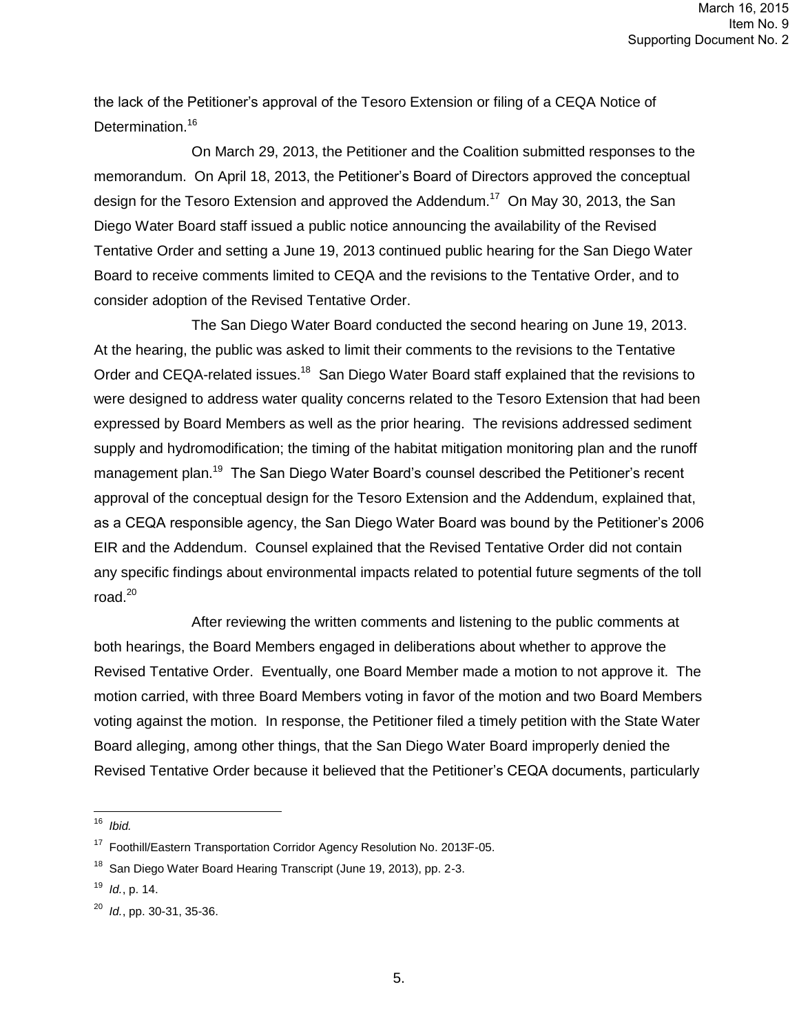the lack of the Petitioner's approval of the Tesoro Extension or filing of a CEQA Notice of Determination.[16]

On March 29, 2013, the Petitioner and the Coalition submitted responses to the memorandum. On April 18, 2013, the Petitioner's Board of Directors approved the conceptual design for the Tesoro Extension and approved the Addendum.[17] On May 30, 2013, the San Diego Water Board staff issued a public notice announcing the availability of the Revised Tentative Order and setting a June 19, 2013 continued public hearing for the San Diego Water Board to receive comments limited to CEQA and the revisions to the Tentative Order, and to consider adoption of the Revised Tentative Order.

The San Diego Water Board conducted the second hearing on June 19, 2013. At the hearing, the public was asked to limit their comments to the revisions to the Tentative Order and CEQA-related issues.[18] San Diego Water Board staff explained that the revisions to were designed to address water quality concerns related to the Tesoro Extension that had been expressed by Board Members as well as the prior hearing. The revisions addressed sediment supply and hydromodification; the timing of the habitat mitigation monitoring plan and the runoff management plan.[19] The San Diego Water Board's counsel described the Petitioner's recent approval of the conceptual design for the Tesoro Extension and the Addendum, explained that, as a CEQA responsible agency, the San Diego Water Board was bound by the Petitioner's 2006 EIR and the Addendum. Counsel explained that the Revised Tentative Order did not contain any specific findings about environmental impacts related to potential future segments of the toll road.[20]

After reviewing the written comments and listening to the public comments at both hearings, the Board Members engaged in deliberations about whether to approve the Revised Tentative Order. Eventually, one Board Member made a motion to not approve it. The motion carried, with three Board Members voting in favor of the motion and two Board Members voting against the motion. In response, the Petitioner filed a timely petition with the State Water Board alleging, among other things, that the San Diego Water Board improperly denied the Revised Tentative Order because it believed that the Petitioner's CEQA documents, particularly

---

[16] *Ibid.*

[17] Foothill/Eastern Transportation Corridor Agency Resolution No. 2013F-05.

[18] San Diego Water Board Hearing Transcript (June 19, 2013), pp. 2-3.

[19] *Id.*, p. 14.

[20] *Id.*, pp. 30-31, 35-36.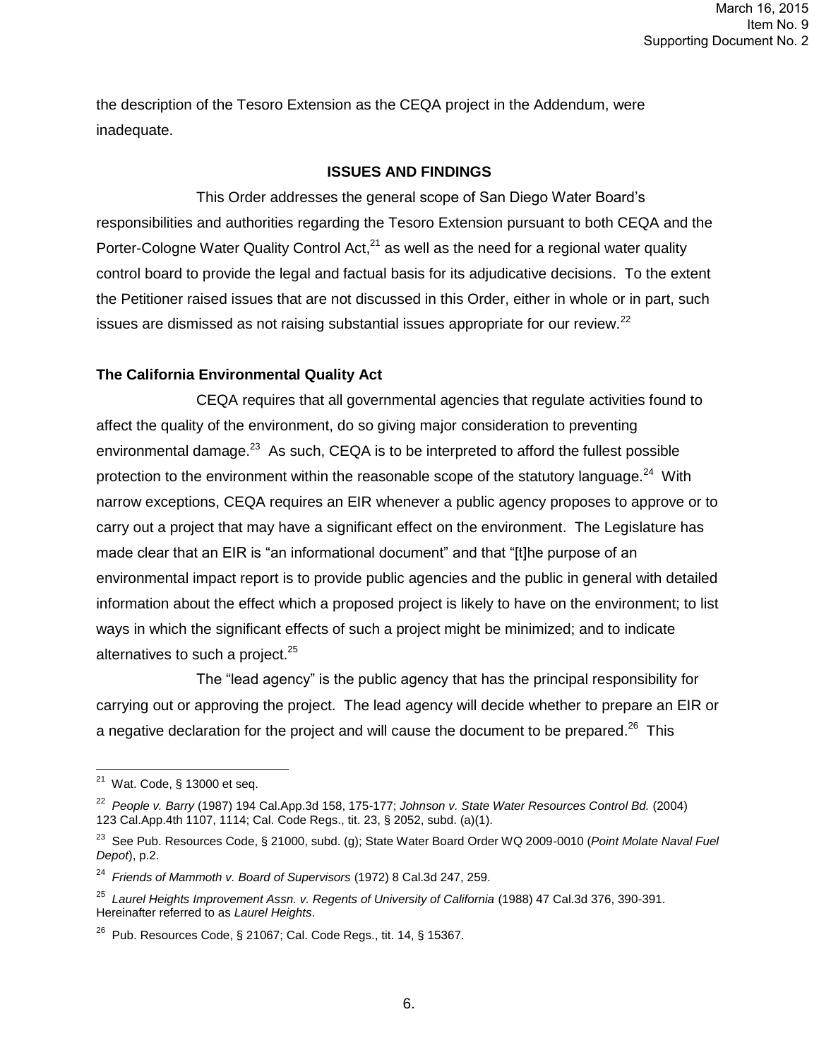the description of the Tesoro Extension as the CEQA project in the Addendum, were inadequate.

## ISSUES AND FINDINGS

This Order addresses the general scope of San Diego Water Board's responsibilities and authorities regarding the Tesoro Extension pursuant to both CEQA and the Porter-Cologne Water Quality Control Act,[21] as well as the need for a regional water quality control board to provide the legal and factual basis for its adjudicative decisions. To the extent the Petitioner raised issues that are not discussed in this Order, either in whole or in part, such issues are dismissed as not raising substantial issues appropriate for our review.[22]

### The California Environmental Quality Act

CEQA requires that all governmental agencies that regulate activities found to affect the quality of the environment, do so giving major consideration to preventing environmental damage.[23] As such, CEQA is to be interpreted to afford the fullest possible protection to the environment within the reasonable scope of the statutory language.[24] With narrow exceptions, CEQA requires an EIR whenever a public agency proposes to approve or to carry out a project that may have a significant effect on the environment. The Legislature has made clear that an EIR is "an informational document" and that "[t]he purpose of an environmental impact report is to provide public agencies and the public in general with detailed information about the effect which a proposed project is likely to have on the environment; to list ways in which the significant effects of such a project might be minimized; and to indicate alternatives to such a project.[25]

The "lead agency" is the public agency that has the principal responsibility for carrying out or approving the project. The lead agency will decide whether to prepare an EIR or a negative declaration for the project and will cause the document to be prepared.[26] This

---

[21] Wat. Code, § 13000 et seq.

[22] *People v. Barry* (1987) 194 Cal.App.3d 158, 175-177; *Johnson v. State Water Resources Control Bd.* (2004) 123 Cal.App.4th 1107, 1114; Cal. Code Regs., tit. 23, § 2052, subd. (a)(1).

[23] See Pub. Resources Code, § 21000, subd. (g); State Water Board Order WQ 2009-0010 (*Point Molate Naval Fuel Depot*), p.2.

[24] *Friends of Mammoth v. Board of Supervisors* (1972) 8 Cal.3d 247, 259.

[25] *Laurel Heights Improvement Assn. v. Regents of University of California* (1988) 47 Cal.3d 376, 390-391. Hereinafter referred to as *Laurel Heights*.

[26] Pub. Resources Code, § 21067; Cal. Code Regs., tit. 14, § 15367.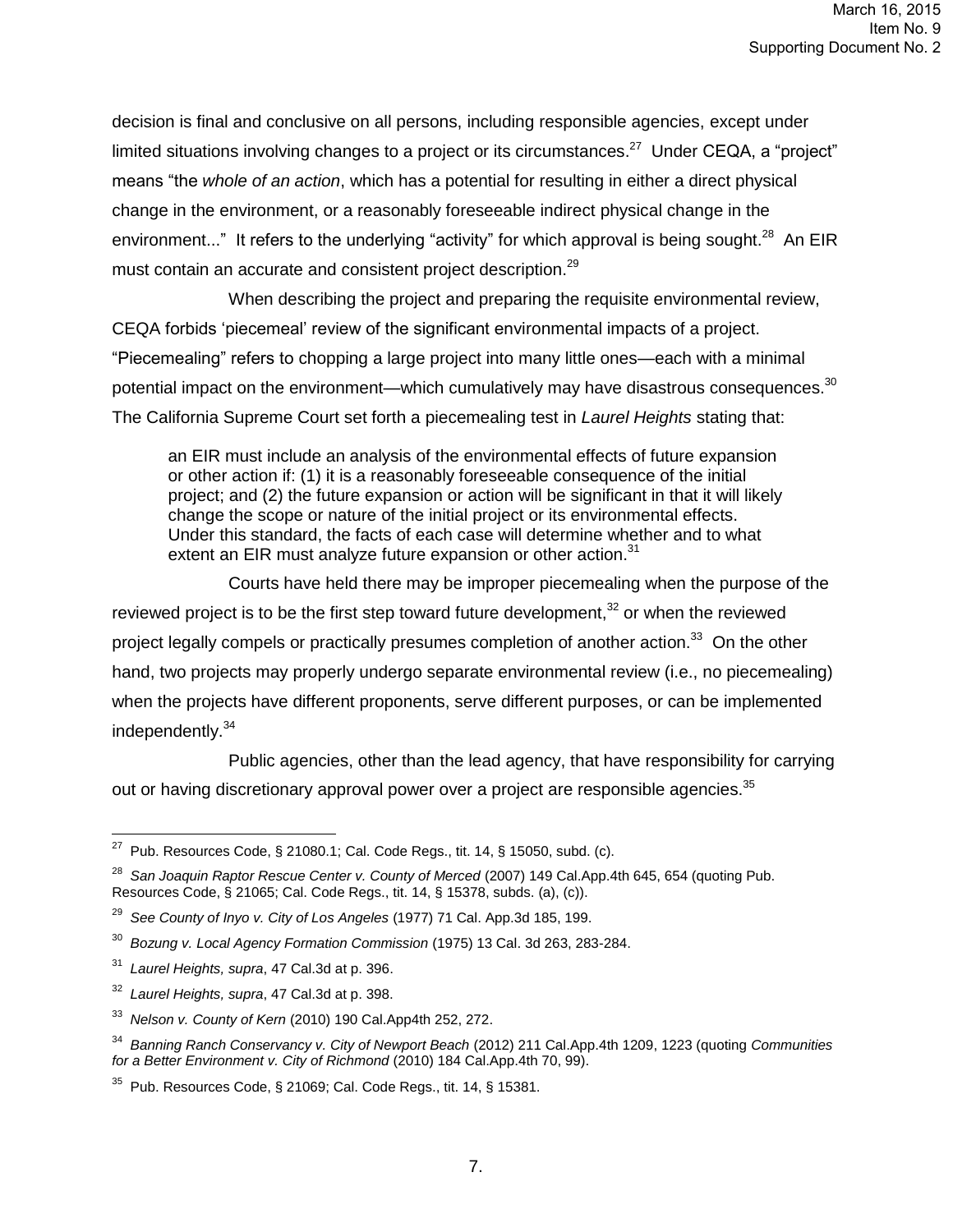decision is final and conclusive on all persons, including responsible agencies, except under limited situations involving changes to a project or its circumstances.[27] Under CEQA, a "project" means "the *whole of an action*, which has a potential for resulting in either a direct physical change in the environment, or a reasonably foreseeable indirect physical change in the environment..." It refers to the underlying "activity" for which approval is being sought.[28] An EIR must contain an accurate and consistent project description.[29]

When describing the project and preparing the requisite environmental review, CEQA forbids 'piecemeal' review of the significant environmental impacts of a project. "Piecemealing" refers to chopping a large project into many little ones—each with a minimal potential impact on the environment—which cumulatively may have disastrous consequences.[30] The California Supreme Court set forth a piecemealing test in *Laurel Heights* stating that:

> an EIR must include an analysis of the environmental effects of future expansion or other action if: (1) it is a reasonably foreseeable consequence of the initial project; and (2) the future expansion or action will be significant in that it will likely change the scope or nature of the initial project or its environmental effects. Under this standard, the facts of each case will determine whether and to what extent an EIR must analyze future expansion or other action.[31]

Courts have held there may be improper piecemealing when the purpose of the reviewed project is to be the first step toward future development,[32] or when the reviewed project legally compels or practically presumes completion of another action.[33] On the other hand, two projects may properly undergo separate environmental review (i.e., no piecemealing) when the projects have different proponents, serve different purposes, or can be implemented independently.[34]

Public agencies, other than the lead agency, that have responsibility for carrying out or having discretionary approval power over a project are responsible agencies.[35]

---

[27] Pub. Resources Code, § 21080.1; Cal. Code Regs., tit. 14, § 15050, subd. (c).

[28] *San Joaquin Raptor Rescue Center v. County of Merced* (2007) 149 Cal.App.4th 645, 654 (quoting Pub. Resources Code, § 21065; Cal. Code Regs., tit. 14, § 15378, subds. (a), (c)).

[29] *See County of Inyo v. City of Los Angeles* (1977) 71 Cal. App.3d 185, 199.

[30] *Bozung v. Local Agency Formation Commission* (1975) 13 Cal. 3d 263, 283-284.

[31] *Laurel Heights, supra*, 47 Cal.3d at p. 396.

[32] *Laurel Heights, supra*, 47 Cal.3d at p. 398.

[33] *Nelson v. County of Kern* (2010) 190 Cal.App4th 252, 272.

[34] *Banning Ranch Conservancy v. City of Newport Beach* (2012) 211 Cal.App.4th 1209, 1223 (quoting *Communities for a Better Environment v. City of Richmond* (2010) 184 Cal.App.4th 70, 99).

[35] Pub. Resources Code, § 21069; Cal. Code Regs., tit. 14, § 15381.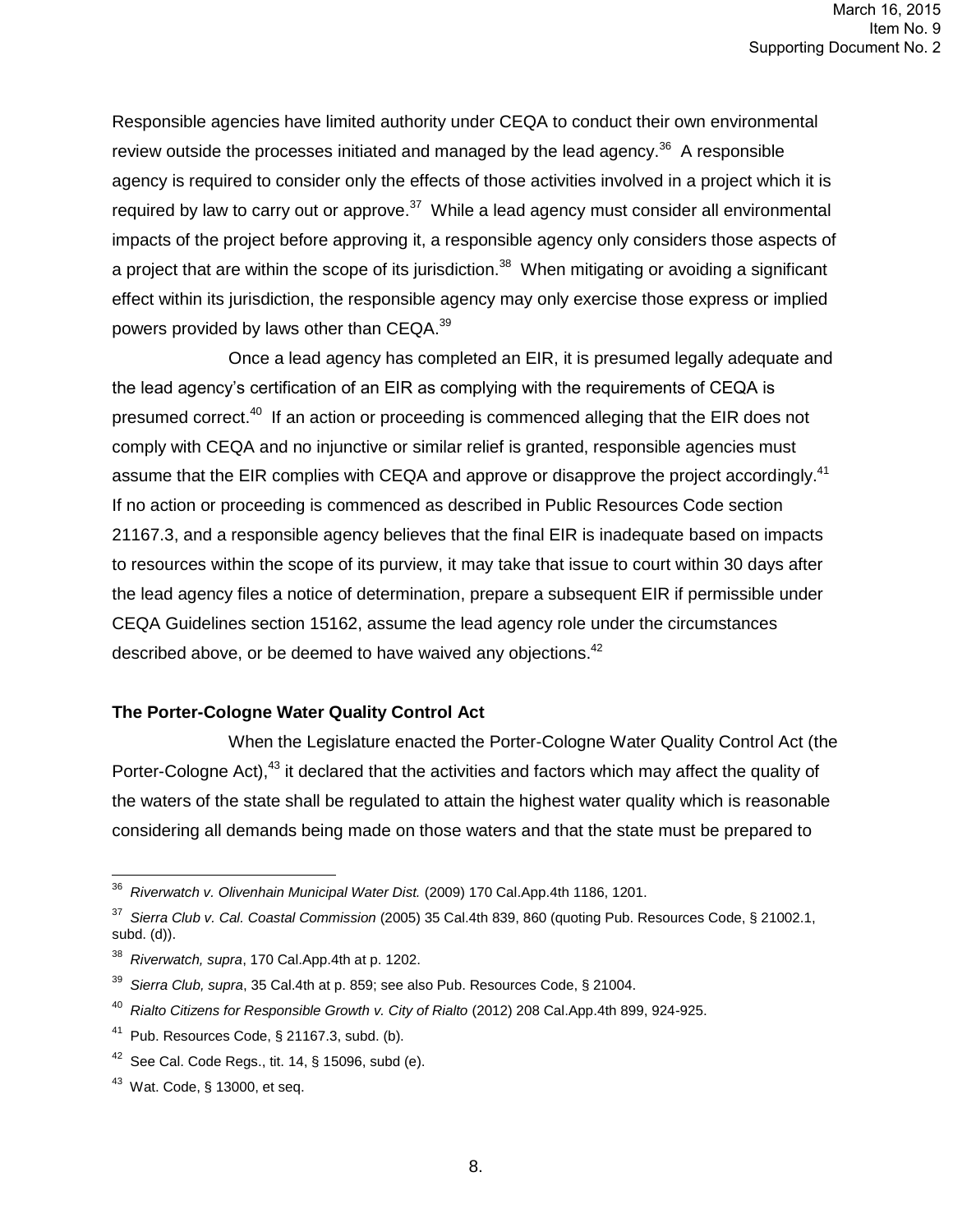Responsible agencies have limited authority under CEQA to conduct their own environmental review outside the processes initiated and managed by the lead agency.[36] A responsible agency is required to consider only the effects of those activities involved in a project which it is required by law to carry out or approve.[37] While a lead agency must consider all environmental impacts of the project before approving it, a responsible agency only considers those aspects of a project that are within the scope of its jurisdiction.[38] When mitigating or avoiding a significant effect within its jurisdiction, the responsible agency may only exercise those express or implied powers provided by laws other than CEQA.[39]

Once a lead agency has completed an EIR, it is presumed legally adequate and the lead agency's certification of an EIR as complying with the requirements of CEQA is presumed correct.[40] If an action or proceeding is commenced alleging that the EIR does not comply with CEQA and no injunctive or similar relief is granted, responsible agencies must assume that the EIR complies with CEQA and approve or disapprove the project accordingly.[41] If no action or proceeding is commenced as described in Public Resources Code section 21167.3, and a responsible agency believes that the final EIR is inadequate based on impacts to resources within the scope of its purview, it may take that issue to court within 30 days after the lead agency files a notice of determination, prepare a subsequent EIR if permissible under CEQA Guidelines section 15162, assume the lead agency role under the circumstances described above, or be deemed to have waived any objections.[42]

**The Porter-Cologne Water Quality Control Act**

When the Legislature enacted the Porter-Cologne Water Quality Control Act (the Porter-Cologne Act),[43] it declared that the activities and factors which may affect the quality of the waters of the state shall be regulated to attain the highest water quality which is reasonable considering all demands being made on those waters and that the state must be prepared to

---

[36] *Riverwatch v. Olivenhain Municipal Water Dist.* (2009) 170 Cal.App.4th 1186, 1201.

[37] *Sierra Club v. Cal. Coastal Commission* (2005) 35 Cal.4th 839, 860 (quoting Pub. Resources Code, § 21002.1, subd. (d)).

[38] *Riverwatch, supra*, 170 Cal.App.4th at p. 1202.

[39] *Sierra Club, supra*, 35 Cal.4th at p. 859; see also Pub. Resources Code, § 21004.

[40] *Rialto Citizens for Responsible Growth v. City of Rialto* (2012) 208 Cal.App.4th 899, 924-925.

[41] Pub. Resources Code, § 21167.3, subd. (b).

[42] See Cal. Code Regs., tit. 14, § 15096, subd (e).

[43] Wat. Code, § 13000, et seq.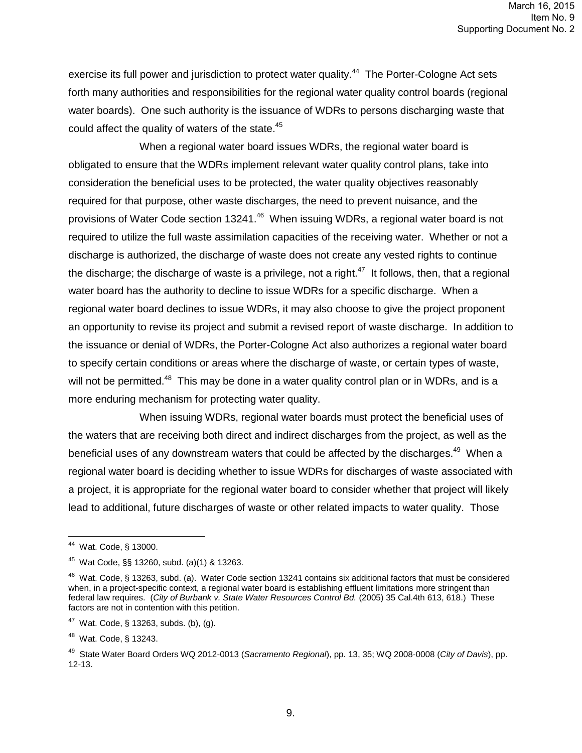exercise its full power and jurisdiction to protect water quality.[44] The Porter-Cologne Act sets forth many authorities and responsibilities for the regional water quality control boards (regional water boards). One such authority is the issuance of WDRs to persons discharging waste that could affect the quality of waters of the state.[45]

When a regional water board issues WDRs, the regional water board is obligated to ensure that the WDRs implement relevant water quality control plans, take into consideration the beneficial uses to be protected, the water quality objectives reasonably required for that purpose, other waste discharges, the need to prevent nuisance, and the provisions of Water Code section 13241.[46] When issuing WDRs, a regional water board is not required to utilize the full waste assimilation capacities of the receiving water. Whether or not a discharge is authorized, the discharge of waste does not create any vested rights to continue the discharge; the discharge of waste is a privilege, not a right.[47] It follows, then, that a regional water board has the authority to decline to issue WDRs for a specific discharge. When a regional water board declines to issue WDRs, it may also choose to give the project proponent an opportunity to revise its project and submit a revised report of waste discharge. In addition to the issuance or denial of WDRs, the Porter-Cologne Act also authorizes a regional water board to specify certain conditions or areas where the discharge of waste, or certain types of waste, will not be permitted.[48] This may be done in a water quality control plan or in WDRs, and is a more enduring mechanism for protecting water quality.

When issuing WDRs, regional water boards must protect the beneficial uses of the waters that are receiving both direct and indirect discharges from the project, as well as the beneficial uses of any downstream waters that could be affected by the discharges.[49] When a regional water board is deciding whether to issue WDRs for discharges of waste associated with a project, it is appropriate for the regional water board to consider whether that project will likely lead to additional, future discharges of waste or other related impacts to water quality. Those

---

[44] Wat. Code, § 13000.

[45] Wat Code, §§ 13260, subd. (a)(1) & 13263.

[46] Wat. Code, § 13263, subd. (a). Water Code section 13241 contains six additional factors that must be considered when, in a project-specific context, a regional water board is establishing effluent limitations more stringent than federal law requires. (*City of Burbank v. State Water Resources Control Bd.* (2005) 35 Cal.4th 613, 618.) These factors are not in contention with this petition.

[47] Wat. Code, § 13263, subds. (b), (g).

[48] Wat. Code, § 13243.

[49] State Water Board Orders WQ 2012-0013 (*Sacramento Regional*), pp. 13, 35; WQ 2008-0008 (*City of Davis*), pp. 12-13.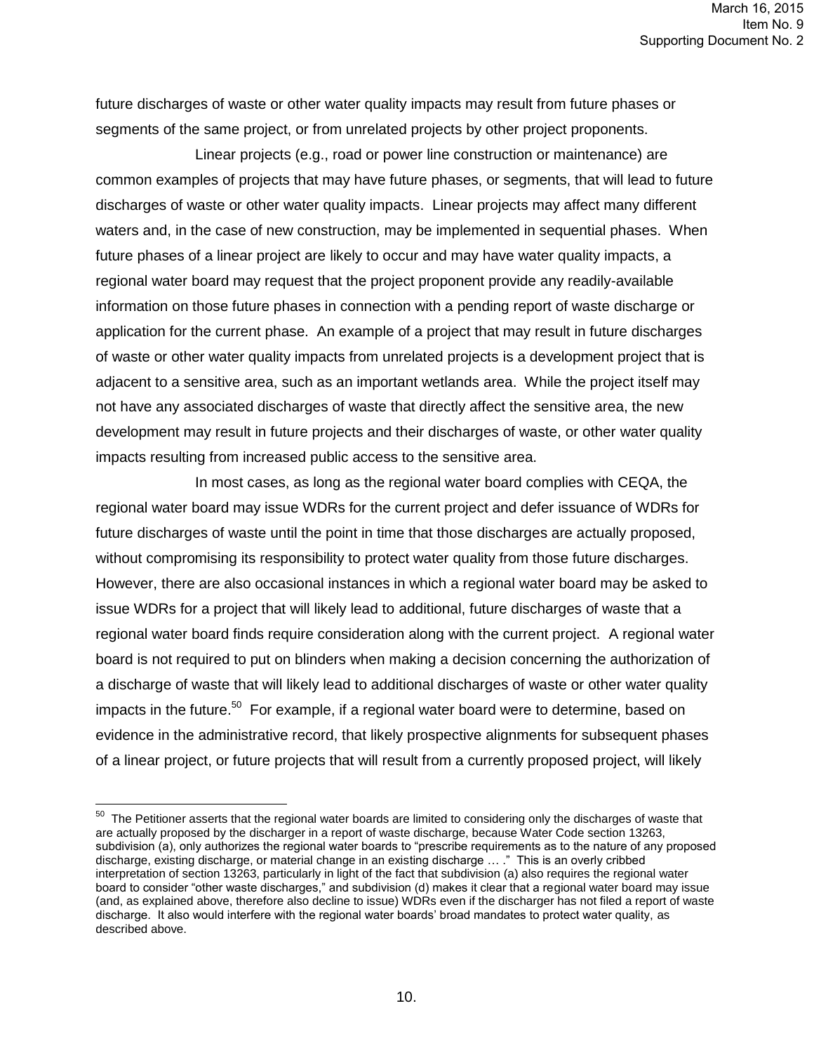future discharges of waste or other water quality impacts may result from future phases or segments of the same project, or from unrelated projects by other project proponents.

Linear projects (e.g., road or power line construction or maintenance) are common examples of projects that may have future phases, or segments, that will lead to future discharges of waste or other water quality impacts. Linear projects may affect many different waters and, in the case of new construction, may be implemented in sequential phases. When future phases of a linear project are likely to occur and may have water quality impacts, a regional water board may request that the project proponent provide any readily-available information on those future phases in connection with a pending report of waste discharge or application for the current phase. An example of a project that may result in future discharges of waste or other water quality impacts from unrelated projects is a development project that is adjacent to a sensitive area, such as an important wetlands area. While the project itself may not have any associated discharges of waste that directly affect the sensitive area, the new development may result in future projects and their discharges of waste, or other water quality impacts resulting from increased public access to the sensitive area.

In most cases, as long as the regional water board complies with CEQA, the regional water board may issue WDRs for the current project and defer issuance of WDRs for future discharges of waste until the point in time that those discharges are actually proposed, without compromising its responsibility to protect water quality from those future discharges. However, there are also occasional instances in which a regional water board may be asked to issue WDRs for a project that will likely lead to additional, future discharges of waste that a regional water board finds require consideration along with the current project. A regional water board is not required to put on blinders when making a decision concerning the authorization of a discharge of waste that will likely lead to additional discharges of waste or other water quality impacts in the future.[50] For example, if a regional water board were to determine, based on evidence in the administrative record, that likely prospective alignments for subsequent phases of a linear project, or future projects that will result from a currently proposed project, will likely

---

[50] The Petitioner asserts that the regional water boards are limited to considering only the discharges of waste that are actually proposed by the discharger in a report of waste discharge, because Water Code section 13263, subdivision (a), only authorizes the regional water boards to "prescribe requirements as to the nature of any proposed discharge, existing discharge, or material change in an existing discharge … ." This is an overly cribbed interpretation of section 13263, particularly in light of the fact that subdivision (a) also requires the regional water board to consider "other waste discharges," and subdivision (d) makes it clear that a regional water board may issue (and, as explained above, therefore also decline to issue) WDRs even if the discharger has not filed a report of waste discharge. It also would interfere with the regional water boards' broad mandates to protect water quality, as described above.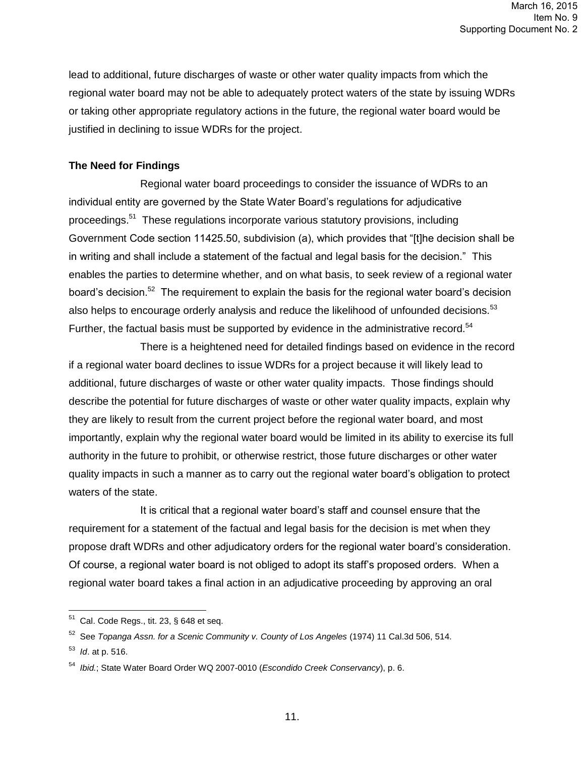lead to additional, future discharges of waste or other water quality impacts from which the regional water board may not be able to adequately protect waters of the state by issuing WDRs or taking other appropriate regulatory actions in the future, the regional water board would be justified in declining to issue WDRs for the project.

**The Need for Findings**

Regional water board proceedings to consider the issuance of WDRs to an individual entity are governed by the State Water Board's regulations for adjudicative proceedings.[51] These regulations incorporate various statutory provisions, including Government Code section 11425.50, subdivision (a), which provides that "[t]he decision shall be in writing and shall include a statement of the factual and legal basis for the decision." This enables the parties to determine whether, and on what basis, to seek review of a regional water board's decision.[52] The requirement to explain the basis for the regional water board's decision also helps to encourage orderly analysis and reduce the likelihood of unfounded decisions.[53] Further, the factual basis must be supported by evidence in the administrative record.[54]

There is a heightened need for detailed findings based on evidence in the record if a regional water board declines to issue WDRs for a project because it will likely lead to additional, future discharges of waste or other water quality impacts. Those findings should describe the potential for future discharges of waste or other water quality impacts, explain why they are likely to result from the current project before the regional water board, and most importantly, explain why the regional water board would be limited in its ability to exercise its full authority in the future to prohibit, or otherwise restrict, those future discharges or other water quality impacts in such a manner as to carry out the regional water board's obligation to protect waters of the state.

It is critical that a regional water board's staff and counsel ensure that the requirement for a statement of the factual and legal basis for the decision is met when they propose draft WDRs and other adjudicatory orders for the regional water board's consideration. Of course, a regional water board is not obliged to adopt its staff's proposed orders. When a regional water board takes a final action in an adjudicative proceeding by approving an oral

---

[51] Cal. Code Regs., tit. 23, § 648 et seq.

[52] See *Topanga Assn. for a Scenic Community v. County of Los Angeles* (1974) 11 Cal.3d 506, 514.

[53] *Id*. at p. 516.

[54] *Ibid.*; State Water Board Order WQ 2007-0010 (*Escondido Creek Conservancy*), p. 6.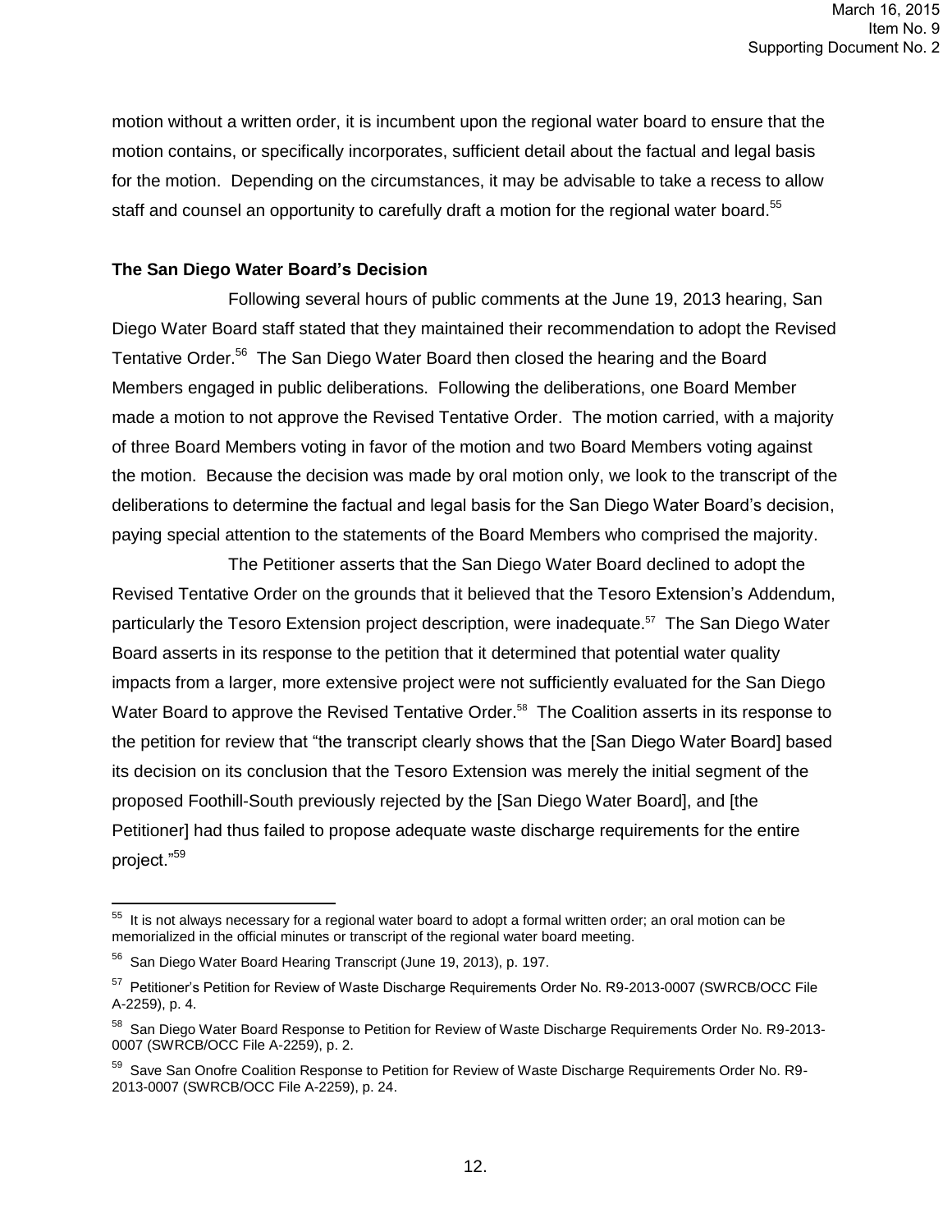motion without a written order, it is incumbent upon the regional water board to ensure that the motion contains, or specifically incorporates, sufficient detail about the factual and legal basis for the motion. Depending on the circumstances, it may be advisable to take a recess to allow staff and counsel an opportunity to carefully draft a motion for the regional water board.[55]

**The San Diego Water Board's Decision**

Following several hours of public comments at the June 19, 2013 hearing, San Diego Water Board staff stated that they maintained their recommendation to adopt the Revised Tentative Order.[56] The San Diego Water Board then closed the hearing and the Board Members engaged in public deliberations. Following the deliberations, one Board Member made a motion to not approve the Revised Tentative Order. The motion carried, with a majority of three Board Members voting in favor of the motion and two Board Members voting against the motion. Because the decision was made by oral motion only, we look to the transcript of the deliberations to determine the factual and legal basis for the San Diego Water Board's decision, paying special attention to the statements of the Board Members who comprised the majority.

The Petitioner asserts that the San Diego Water Board declined to adopt the Revised Tentative Order on the grounds that it believed that the Tesoro Extension's Addendum, particularly the Tesoro Extension project description, were inadequate.[57] The San Diego Water Board asserts in its response to the petition that it determined that potential water quality impacts from a larger, more extensive project were not sufficiently evaluated for the San Diego Water Board to approve the Revised Tentative Order.[58] The Coalition asserts in its response to the petition for review that "the transcript clearly shows that the [San Diego Water Board] based its decision on its conclusion that the Tesoro Extension was merely the initial segment of the proposed Foothill-South previously rejected by the [San Diego Water Board], and [the Petitioner] had thus failed to propose adequate waste discharge requirements for the entire project."[59]

---

[55] It is not always necessary for a regional water board to adopt a formal written order; an oral motion can be memorialized in the official minutes or transcript of the regional water board meeting.

[56] San Diego Water Board Hearing Transcript (June 19, 2013), p. 197.

[57] Petitioner's Petition for Review of Waste Discharge Requirements Order No. R9-2013-0007 (SWRCB/OCC File A-2259), p. 4.

[58] San Diego Water Board Response to Petition for Review of Waste Discharge Requirements Order No. R9-2013-0007 (SWRCB/OCC File A-2259), p. 2.

[59] Save San Onofre Coalition Response to Petition for Review of Waste Discharge Requirements Order No. R9-2013-0007 (SWRCB/OCC File A-2259), p. 24.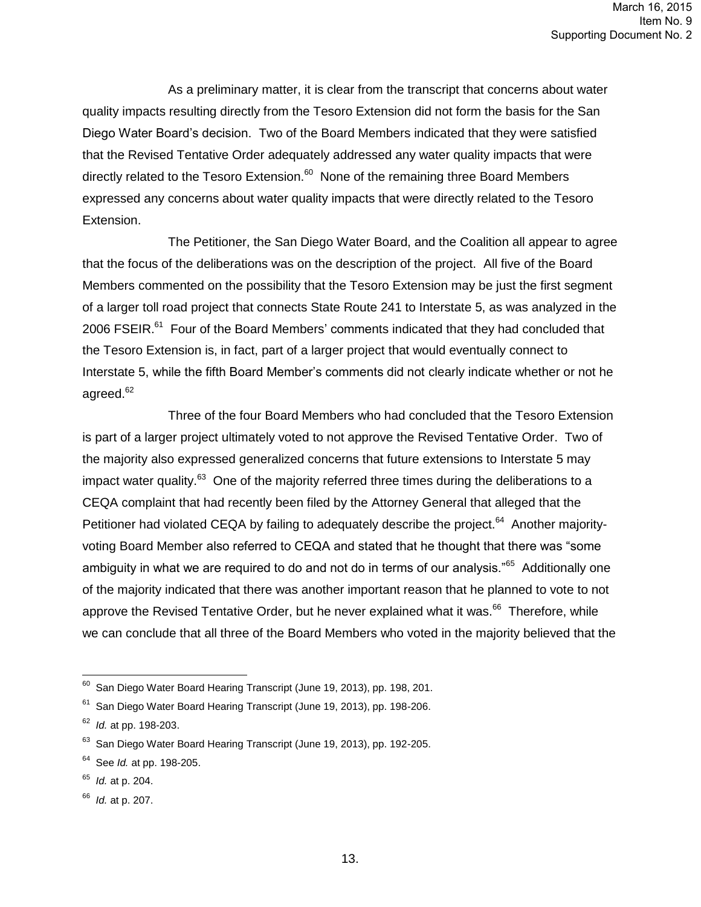As a preliminary matter, it is clear from the transcript that concerns about water quality impacts resulting directly from the Tesoro Extension did not form the basis for the San Diego Water Board's decision. Two of the Board Members indicated that they were satisfied that the Revised Tentative Order adequately addressed any water quality impacts that were directly related to the Tesoro Extension.[60] None of the remaining three Board Members expressed any concerns about water quality impacts that were directly related to the Tesoro Extension.

The Petitioner, the San Diego Water Board, and the Coalition all appear to agree that the focus of the deliberations was on the description of the project. All five of the Board Members commented on the possibility that the Tesoro Extension may be just the first segment of a larger toll road project that connects State Route 241 to Interstate 5, as was analyzed in the 2006 FSEIR.[61] Four of the Board Members' comments indicated that they had concluded that the Tesoro Extension is, in fact, part of a larger project that would eventually connect to Interstate 5, while the fifth Board Member's comments did not clearly indicate whether or not he agreed.[62]

Three of the four Board Members who had concluded that the Tesoro Extension is part of a larger project ultimately voted to not approve the Revised Tentative Order. Two of the majority also expressed generalized concerns that future extensions to Interstate 5 may impact water quality.[63] One of the majority referred three times during the deliberations to a CEQA complaint that had recently been filed by the Attorney General that alleged that the Petitioner had violated CEQA by failing to adequately describe the project.[64] Another majority-voting Board Member also referred to CEQA and stated that he thought that there was "some ambiguity in what we are required to do and not do in terms of our analysis."[65] Additionally one of the majority indicated that there was another important reason that he planned to vote to not approve the Revised Tentative Order, but he never explained what it was.[66] Therefore, while we can conclude that all three of the Board Members who voted in the majority believed that the

---

[60] San Diego Water Board Hearing Transcript (June 19, 2013), pp. 198, 201.

[61] San Diego Water Board Hearing Transcript (June 19, 2013), pp. 198-206.

[62] *Id.* at pp. 198-203.

[63] San Diego Water Board Hearing Transcript (June 19, 2013), pp. 192-205.

[64] See *Id.* at pp. 198-205.

[65] *Id.* at p. 204.

[66] *Id.* at p. 207.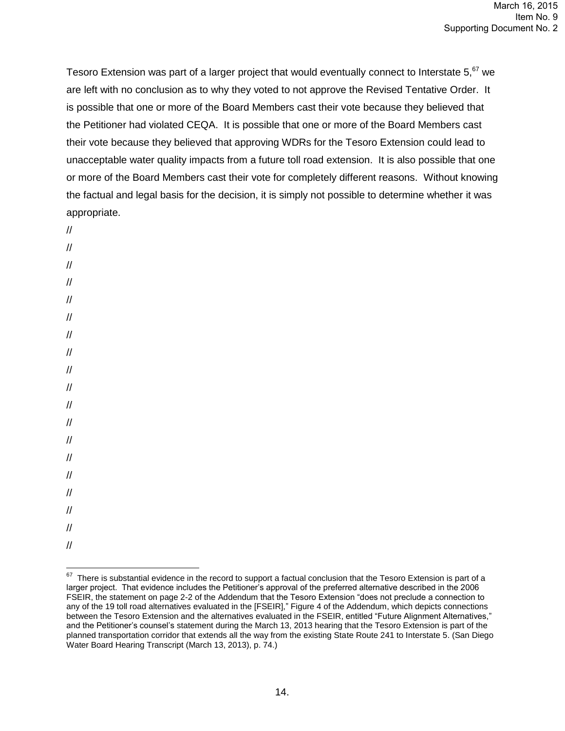Tesoro Extension was part of a larger project that would eventually connect to Interstate 5,[67] we are left with no conclusion as to why they voted to not approve the Revised Tentative Order. It is possible that one or more of the Board Members cast their vote because they believed that the Petitioner had violated CEQA. It is possible that one or more of the Board Members cast their vote because they believed that approving WDRs for the Tesoro Extension could lead to unacceptable water quality impacts from a future toll road extension. It is also possible that one or more of the Board Members cast their vote for completely different reasons. Without knowing the factual and legal basis for the decision, it is simply not possible to determine whether it was appropriate.

//

//

//

//

//

//

//

//

//

//

//

//

//

//

//

//

//

//

//

---

[67] There is substantial evidence in the record to support a factual conclusion that the Tesoro Extension is part of a larger project. That evidence includes the Petitioner's approval of the preferred alternative described in the 2006 FSEIR, the statement on page 2-2 of the Addendum that the Tesoro Extension "does not preclude a connection to any of the 19 toll road alternatives evaluated in the [FSEIR]," Figure 4 of the Addendum, which depicts connections between the Tesoro Extension and the alternatives evaluated in the FSEIR, entitled "Future Alignment Alternatives," and the Petitioner's counsel's statement during the March 13, 2013 hearing that the Tesoro Extension is part of the planned transportation corridor that extends all the way from the existing State Route 241 to Interstate 5. (San Diego Water Board Hearing Transcript (March 13, 2013), p. 74.)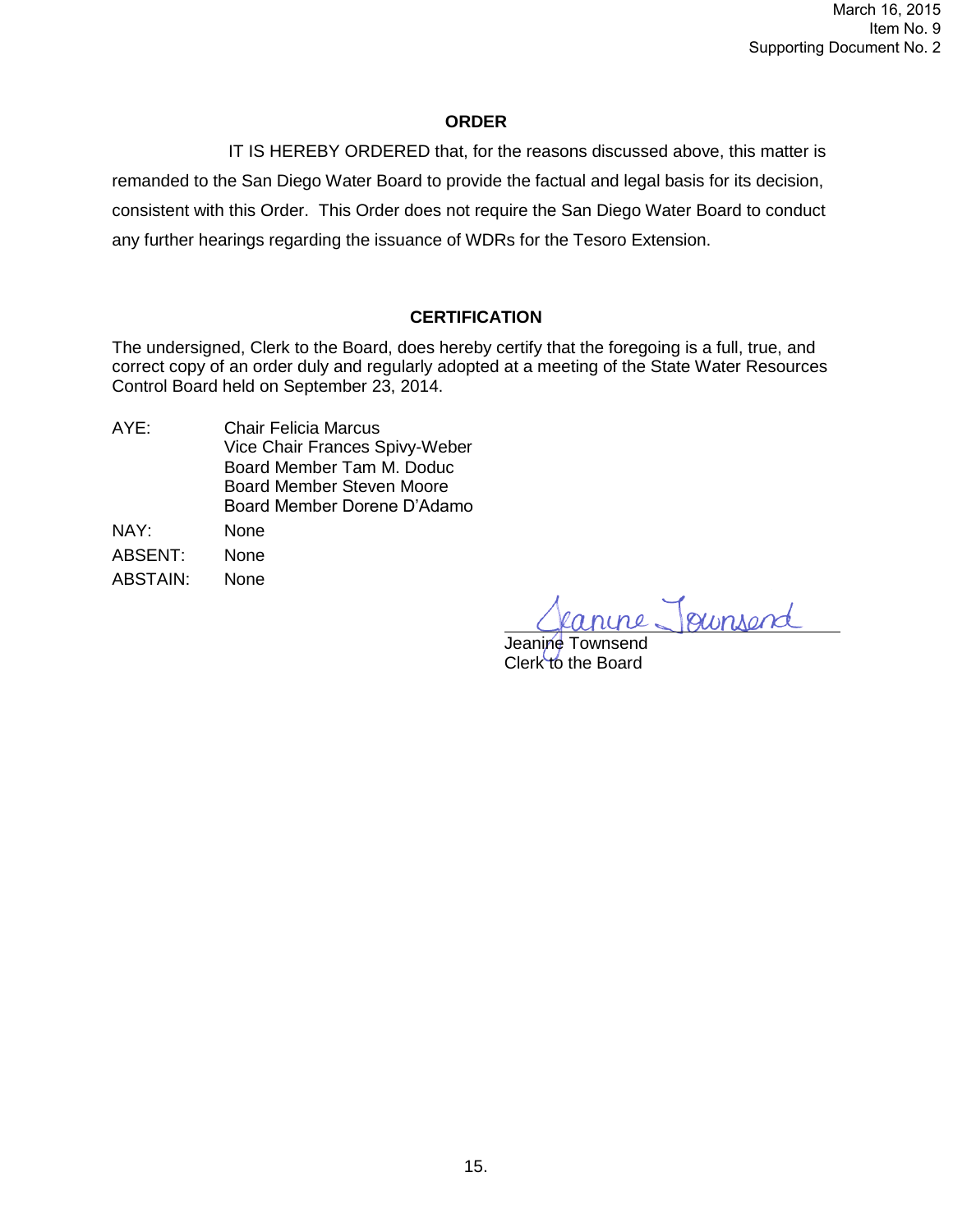## ORDER

IT IS HEREBY ORDERED that, for the reasons discussed above, this matter is remanded to the San Diego Water Board to provide the factual and legal basis for its decision, consistent with this Order. This Order does not require the San Diego Water Board to conduct any further hearings regarding the issuance of WDRs for the Tesoro Extension.

## CERTIFICATION

The undersigned, Clerk to the Board, does hereby certify that the foregoing is a full, true, and correct copy of an order duly and regularly adopted at a meeting of the State Water Resources Control Board held on September 23, 2014.

AYE: Chair Felicia Marcus
Vice Chair Frances Spivy-Weber
Board Member Tam M. Doduc
Board Member Steven Moore
Board Member Dorene D'Adamo

NAY: None

ABSENT: None

ABSTAIN: None

Jeanine Townsend
Clerk to the Board